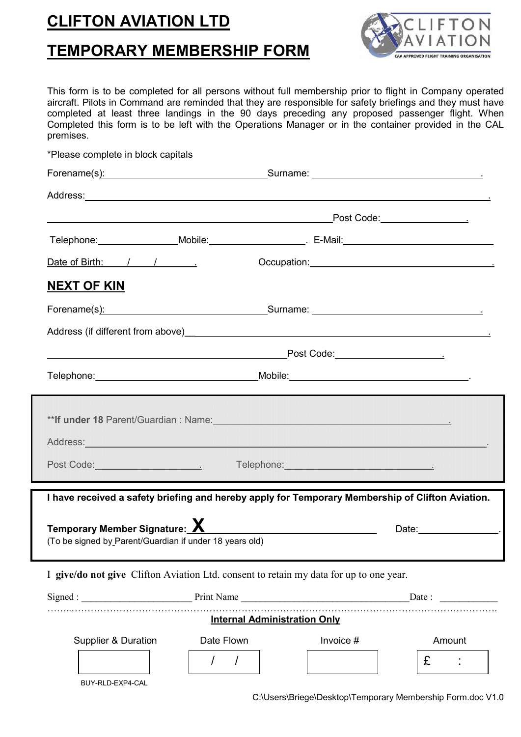# CLIFTON AVIATION LTD

# TEMPORARY MEMBERSHIP FORM

This form is to be completed for all persons without full membership prior to flight in Company operated aircraft. Pilots in Command are reminded that they are responsible for safety briefings and they must have completed at least three landings in the 90 days preceding any proposed passenger flight. When Completed this form is to be left with the Operations Manager or in the container provided in the CAL premises.

*Please complete in block capitals

Forename(s): ______________________ Surname: ______________________

Address: ______________________________________________

______________________________________________ Post Code: ______________

Telephone: ______________ Mobile: ______________ E-Mail: ______________________

Date of Birth: ____ / ____ / ______ Occupation: ______________________

## NEXT OF KIN

Forename(s): ______________________ Surname: ______________________

Address (if different from above) ______________________________________________

______________________________________________ Post Code: ______________

Telephone: ______________________ Mobile: ______________________

**If under 18** Parent/Guardian : Name: ______________________________________

Address: ______________________________________________

Post Code: ______________ Telephone: ______________________

**I have received a safety briefing and hereby apply for Temporary Membership of Clifton Aviation.**

**Temporary Member Signature: X** ______________________________ Date: ______________

(To be signed by Parent/Guardian if under 18 years old)

I **give/do not give** Clifton Aviation Ltd. consent to retain my data for up to one year.

Signed : ______________________ Print Name ______________________________ Date : ____________

**Internal Administration Only**

| Supplier & Duration | Date Flown | Invoice # | Amount |
|---|---|---|---|
| | / / | | £ : |

BUY-RLD-EXP4-CAL

C:\Users\Briege\Desktop\Temporary Membership Form.doc V1.0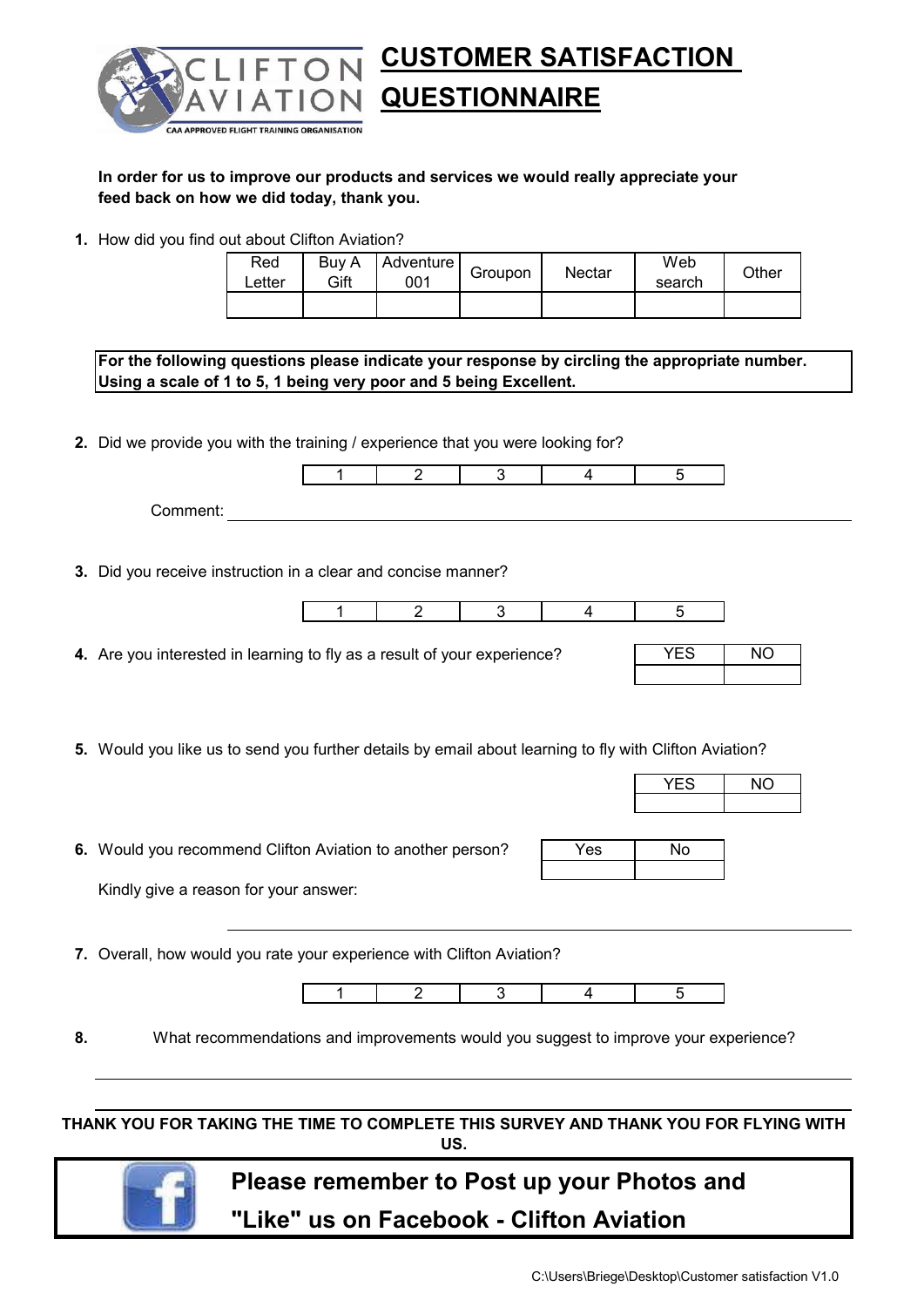# CUSTOMER SATISFACTION QUESTIONNAIRE

CLIFTON AVIATION

CAA APPROVED FLIGHT TRAINING ORGANISATION

**In order for us to improve our products and services we would really appreciate your feed back on how we did today, thank you.**

**1.** How did you find out about Clifton Aviation?

| Red Letter | Buy A Gift | Adventure 001 | Groupon | Nectar | Web search | Other |
|---|---|---|---|---|---|---|
| | | | | | | |

**For the following questions please indicate your response by circling the appropriate number. Using a scale of 1 to 5, 1 being very poor and 5 being Excellent.**

**2.** Did we provide you with the training / experience that you were looking for?

| | | | | |
|---|---|---|---|---|
| 1 | 2 | 3 | 4 | 5 |

Comment: ______________________________

**3.** Did you receive instruction in a clear and concise manner?

| | | | | |
|---|---|---|---|---|
| 1 | 2 | 3 | 4 | 5 |

**4.** Are you interested in learning to fly as a result of your experience?

| YES | NO |
|---|---|
| | |

**5.** Would you like us to send you further details by email about learning to fly with Clifton Aviation?

| YES | NO |
|---|---|
| | |

**6.** Would you recommend Clifton Aviation to another person?

| Yes | No |
|---|---|
| | |

Kindly give a reason for your answer:

______________________________

**7.** Overall, how would you rate your experience with Clifton Aviation?

| | | | | |
|---|---|---|---|---|
| 1 | 2 | 3 | 4 | 5 |

**8.** What recommendations and improvements would you suggest to improve your experience?

______________________________

**THANK YOU FOR TAKING THE TIME TO COMPLETE THIS SURVEY AND THANK YOU FOR FLYING WITH US.**

**Please remember to Post up your Photos and "Like" us on Facebook - Clifton Aviation**

C:\Users\Briege\Desktop\Customer satisfaction V1.0